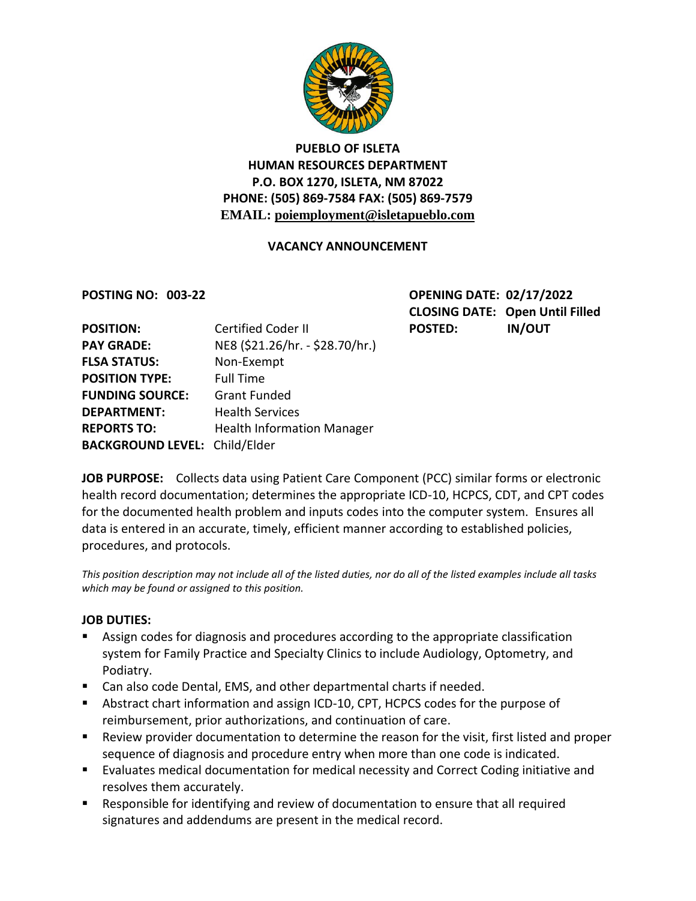**PUEBLO OF ISLETA**
**HUMAN RESOURCES DEPARTMENT**
**P.O. BOX 1270, ISLETA, NM 87022**
**PHONE: (505) 869-7584 FAX: (505) 869-7579**
**EMAIL: poiemployment@isletapueblo.com**

**VACANCY ANNOUNCEMENT**

**POSTING NO: 003-22**

**OPENING DATE: 02/17/2022**
**CLOSING DATE: Open Until Filled**
**POSTED: IN/OUT**

**POSITION:** Certified Coder II
**PAY GRADE:** NE8 ($21.26/hr. - $28.70/hr.)
**FLSA STATUS:** Non-Exempt
**POSITION TYPE:** Full Time
**FUNDING SOURCE:** Grant Funded
**DEPARTMENT:** Health Services
**REPORTS TO:** Health Information Manager
**BACKGROUND LEVEL:** Child/Elder

**JOB PURPOSE:** Collects data using Patient Care Component (PCC) similar forms or electronic health record documentation; determines the appropriate ICD-10, HCPCS, CDT, and CPT codes for the documented health problem and inputs codes into the computer system. Ensures all data is entered in an accurate, timely, efficient manner according to established policies, procedures, and protocols.

*This position description may not include all of the listed duties, nor do all of the listed examples include all tasks which may be found or assigned to this position.*

**JOB DUTIES:**

- Assign codes for diagnosis and procedures according to the appropriate classification system for Family Practice and Specialty Clinics to include Audiology, Optometry, and Podiatry.
- Can also code Dental, EMS, and other departmental charts if needed.
- Abstract chart information and assign ICD-10, CPT, HCPCS codes for the purpose of reimbursement, prior authorizations, and continuation of care.
- Review provider documentation to determine the reason for the visit, first listed and proper sequence of diagnosis and procedure entry when more than one code is indicated.
- Evaluates medical documentation for medical necessity and Correct Coding initiative and resolves them accurately.
- Responsible for identifying and review of documentation to ensure that all required signatures and addendums are present in the medical record.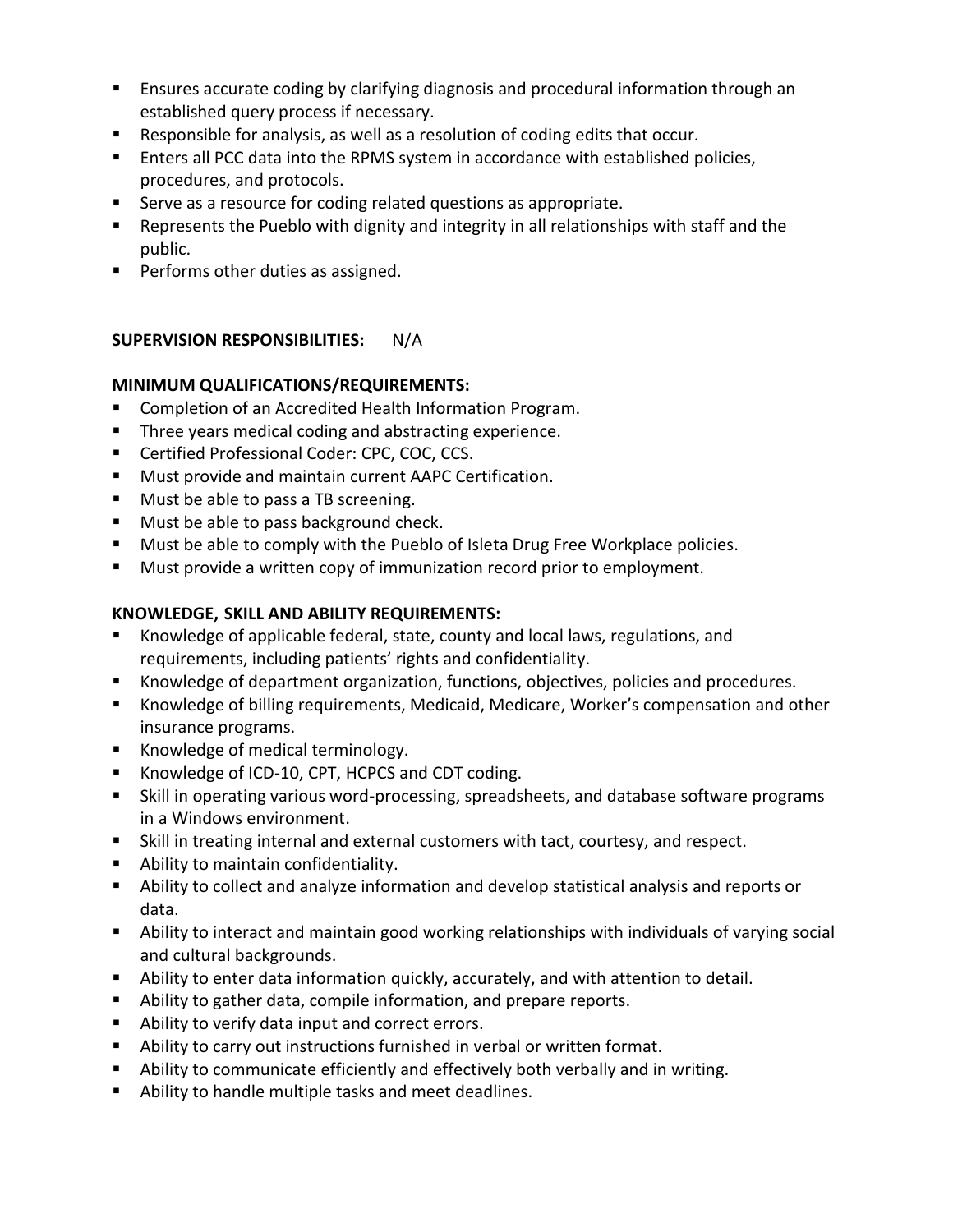- Ensures accurate coding by clarifying diagnosis and procedural information through an established query process if necessary.
- Responsible for analysis, as well as a resolution of coding edits that occur.
- Enters all PCC data into the RPMS system in accordance with established policies, procedures, and protocols.
- Serve as a resource for coding related questions as appropriate.
- Represents the Pueblo with dignity and integrity in all relationships with staff and the public.
- Performs other duties as assigned.

**SUPERVISION RESPONSIBILITIES:** N/A

**MINIMUM QUALIFICATIONS/REQUIREMENTS:**

- Completion of an Accredited Health Information Program.
- Three years medical coding and abstracting experience.
- Certified Professional Coder: CPC, COC, CCS.
- Must provide and maintain current AAPC Certification.
- Must be able to pass a TB screening.
- Must be able to pass background check.
- Must be able to comply with the Pueblo of Isleta Drug Free Workplace policies.
- Must provide a written copy of immunization record prior to employment.

**KNOWLEDGE, SKILL AND ABILITY REQUIREMENTS:**

- Knowledge of applicable federal, state, county and local laws, regulations, and requirements, including patients' rights and confidentiality.
- Knowledge of department organization, functions, objectives, policies and procedures.
- Knowledge of billing requirements, Medicaid, Medicare, Worker's compensation and other insurance programs.
- Knowledge of medical terminology.
- Knowledge of ICD-10, CPT, HCPCS and CDT coding.
- Skill in operating various word-processing, spreadsheets, and database software programs in a Windows environment.
- Skill in treating internal and external customers with tact, courtesy, and respect.
- Ability to maintain confidentiality.
- Ability to collect and analyze information and develop statistical analysis and reports or data.
- Ability to interact and maintain good working relationships with individuals of varying social and cultural backgrounds.
- Ability to enter data information quickly, accurately, and with attention to detail.
- Ability to gather data, compile information, and prepare reports.
- Ability to verify data input and correct errors.
- Ability to carry out instructions furnished in verbal or written format.
- Ability to communicate efficiently and effectively both verbally and in writing.
- Ability to handle multiple tasks and meet deadlines.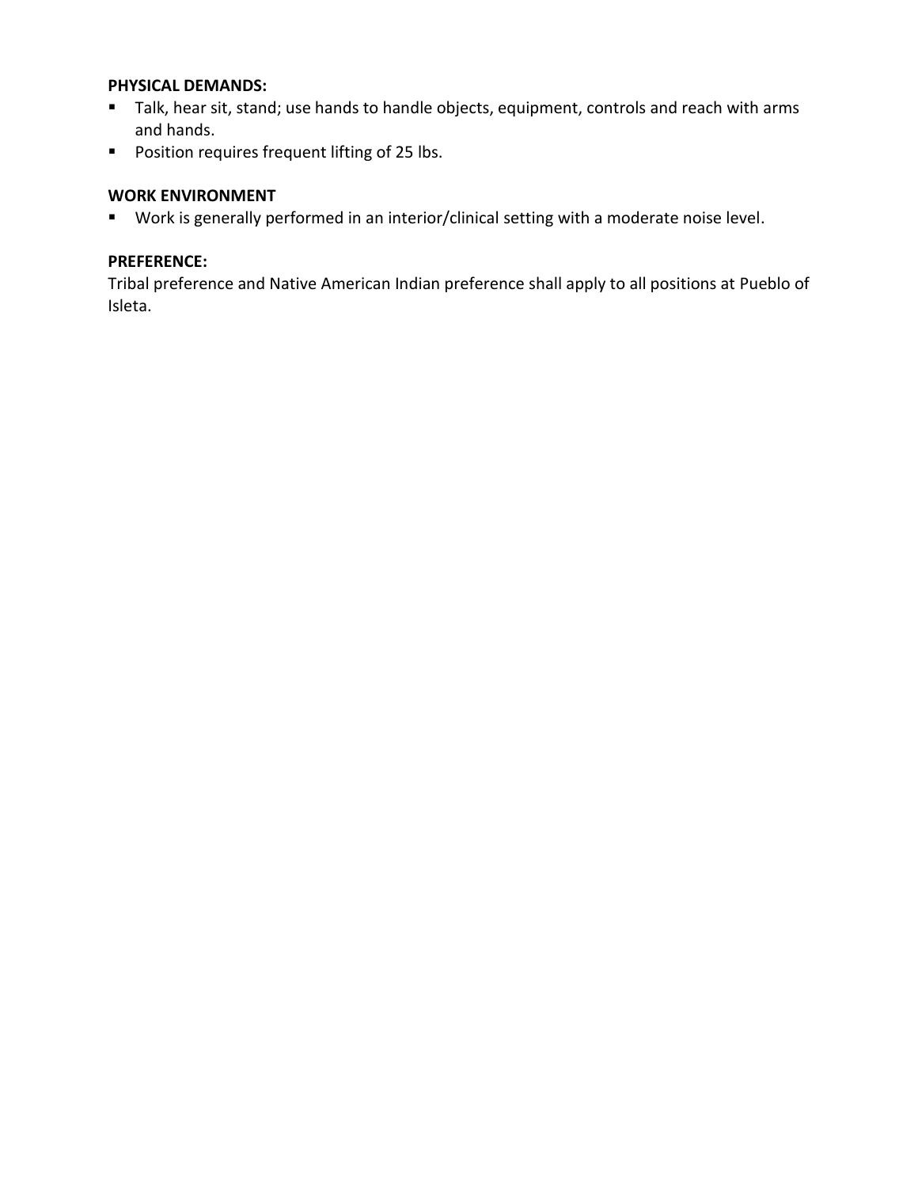**PHYSICAL DEMANDS:**

- Talk, hear sit, stand; use hands to handle objects, equipment, controls and reach with arms and hands.
- Position requires frequent lifting of 25 lbs.

**WORK ENVIRONMENT**

- Work is generally performed in an interior/clinical setting with a moderate noise level.

**PREFERENCE:**

Tribal preference and Native American Indian preference shall apply to all positions at Pueblo of Isleta.